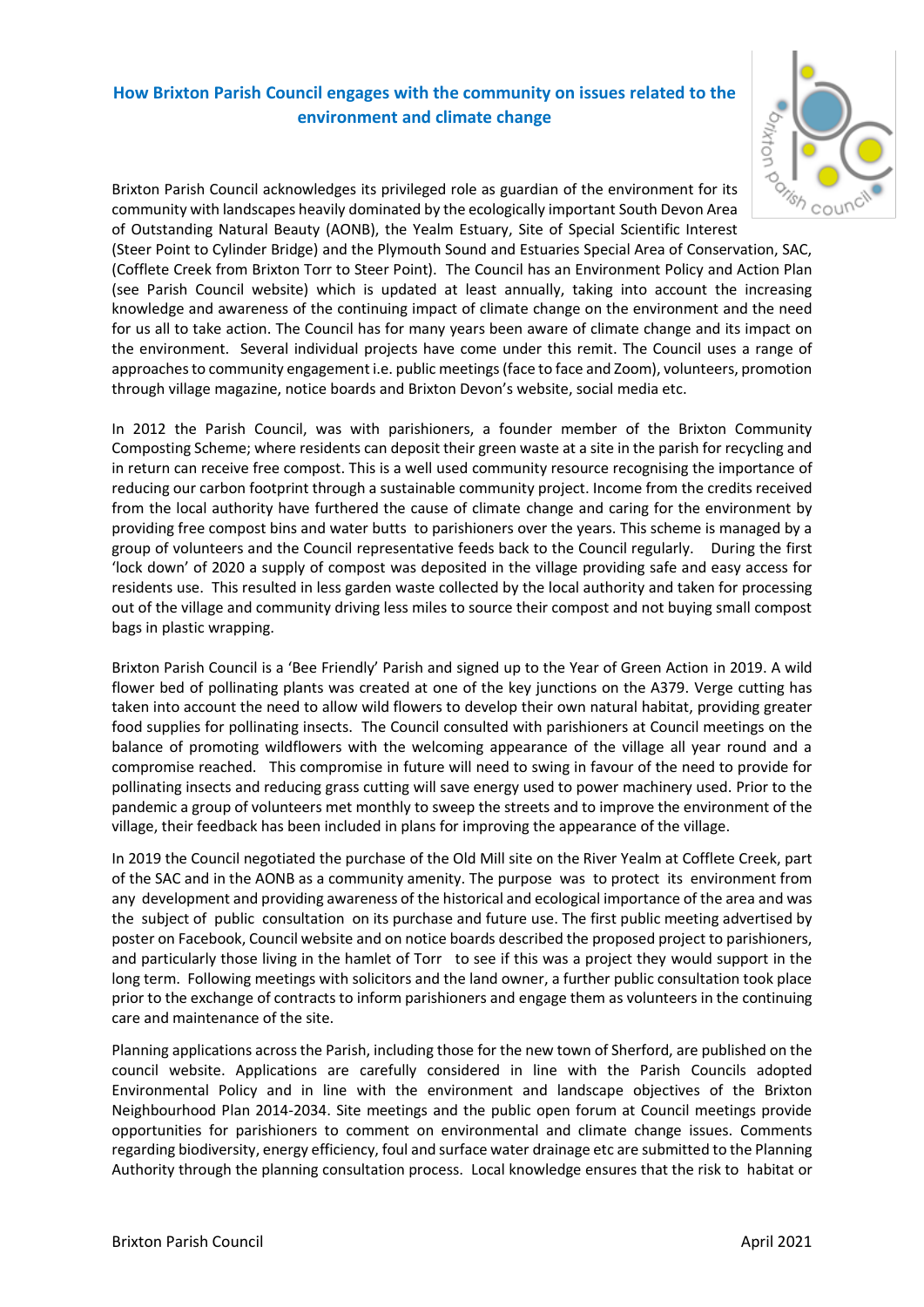## How Brixton Parish Council engages with the community on issues related to the environment and climate change

Brixton Parish Council acknowledges its privileged role as guardian of the environment for its community with landscapes heavily dominated by the ecologically important South Devon Area of Outstanding Natural Beauty (AONB), the Yealm Estuary, Site of Special Scientific Interest (Steer Point to Cylinder Bridge) and the Plymouth Sound and Estuaries Special Area of Conservation, SAC, (Cofflete Creek from Brixton Torr to Steer Point). The Council has an Environment Policy and Action Plan (see Parish Council website) which is updated at least annually, taking into account the increasing knowledge and awareness of the continuing impact of climate change on the environment and the need for us all to take action. The Council has for many years been aware of climate change and its impact on the environment. Several individual projects have come under this remit. The Council uses a range of approaches to community engagement i.e. public meetings (face to face and Zoom), volunteers, promotion through village magazine, notice boards and Brixton Devon's website, social media etc.

In 2012 the Parish Council, was with parishioners, a founder member of the Brixton Community Composting Scheme; where residents can deposit their green waste at a site in the parish for recycling and in return can receive free compost. This is a well used community resource recognising the importance of reducing our carbon footprint through a sustainable community project. Income from the credits received from the local authority have furthered the cause of climate change and caring for the environment by providing free compost bins and water butts to parishioners over the years. This scheme is managed by a group of volunteers and the Council representative feeds back to the Council regularly. During the first 'lock down' of 2020 a supply of compost was deposited in the village providing safe and easy access for residents use. This resulted in less garden waste collected by the local authority and taken for processing out of the village and community driving less miles to source their compost and not buying small compost bags in plastic wrapping.

Brixton Parish Council is a 'Bee Friendly' Parish and signed up to the Year of Green Action in 2019. A wild flower bed of pollinating plants was created at one of the key junctions on the A379. Verge cutting has taken into account the need to allow wild flowers to develop their own natural habitat, providing greater food supplies for pollinating insects. The Council consulted with parishioners at Council meetings on the balance of promoting wildflowers with the welcoming appearance of the village all year round and a compromise reached. This compromise in future will need to swing in favour of the need to provide for pollinating insects and reducing grass cutting will save energy used to power machinery used. Prior to the pandemic a group of volunteers met monthly to sweep the streets and to improve the environment of the village, their feedback has been included in plans for improving the appearance of the village.

In 2019 the Council negotiated the purchase of the Old Mill site on the River Yealm at Cofflete Creek, part of the SAC and in the AONB as a community amenity. The purpose was to protect its environment from any development and providing awareness of the historical and ecological importance of the area and was the subject of public consultation on its purchase and future use. The first public meeting advertised by poster on Facebook, Council website and on notice boards described the proposed project to parishioners, and particularly those living in the hamlet of Torr to see if this was a project they would support in the long term. Following meetings with solicitors and the land owner, a further public consultation took place prior to the exchange of contracts to inform parishioners and engage them as volunteers in the continuing care and maintenance of the site.

Planning applications across the Parish, including those for the new town of Sherford, are published on the council website. Applications are carefully considered in line with the Parish Councils adopted Environmental Policy and in line with the environment and landscape objectives of the Brixton Neighbourhood Plan 2014-2034. Site meetings and the public open forum at Council meetings provide opportunities for parishioners to comment on environmental and climate change issues. Comments regarding biodiversity, energy efficiency, foul and surface water drainage etc are submitted to the Planning Authority through the planning consultation process. Local knowledge ensures that the risk to habitat or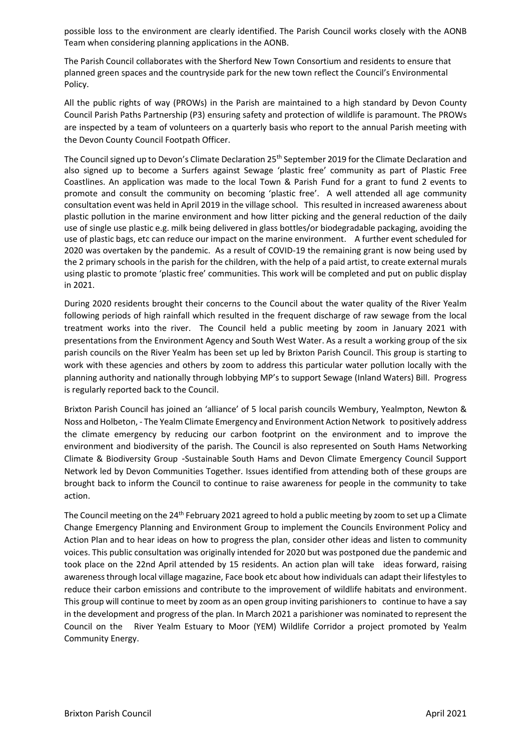possible loss to the environment are clearly identified. The Parish Council works closely with the AONB Team when considering planning applications in the AONB.

The Parish Council collaborates with the Sherford New Town Consortium and residents to ensure that planned green spaces and the countryside park for the new town reflect the Council's Environmental Policy.

All the public rights of way (PROWs) in the Parish are maintained to a high standard by Devon County Council Parish Paths Partnership (P3) ensuring safety and protection of wildlife is paramount. The PROWs are inspected by a team of volunteers on a quarterly basis who report to the annual Parish meeting with the Devon County Council Footpath Officer.

The Council signed up to Devon's Climate Declaration 25th September 2019 for the Climate Declaration and also signed up to become a Surfers against Sewage 'plastic free' community as part of Plastic Free Coastlines. An application was made to the local Town & Parish Fund for a grant to fund 2 events to promote and consult the community on becoming 'plastic free'. A well attended all age community consultation event was held in April 2019 in the village school. This resulted in increased awareness about plastic pollution in the marine environment and how litter picking and the general reduction of the daily use of single use plastic e.g. milk being delivered in glass bottles/or biodegradable packaging, avoiding the use of plastic bags, etc can reduce our impact on the marine environment. A further event scheduled for 2020 was overtaken by the pandemic. As a result of COVID-19 the remaining grant is now being used by the 2 primary schools in the parish for the children, with the help of a paid artist, to create external murals using plastic to promote 'plastic free' communities. This work will be completed and put on public display in 2021.

During 2020 residents brought their concerns to the Council about the water quality of the River Yealm following periods of high rainfall which resulted in the frequent discharge of raw sewage from the local treatment works into the river. The Council held a public meeting by zoom in January 2021 with presentations from the Environment Agency and South West Water. As a result a working group of the six parish councils on the River Yealm has been set up led by Brixton Parish Council. This group is starting to work with these agencies and others by zoom to address this particular water pollution locally with the planning authority and nationally through lobbying MP's to support Sewage (Inland Waters) Bill. Progress is regularly reported back to the Council.

Brixton Parish Council has joined an 'alliance' of 5 local parish councils Wembury, Yealmpton, Newton & Noss and Holbeton, - The Yealm Climate Emergency and Environment Action Network to positively address the climate emergency by reducing our carbon footprint on the environment and to improve the environment and biodiversity of the parish. The Council is also represented on South Hams Networking Climate & Biodiversity Group -Sustainable South Hams and Devon Climate Emergency Council Support Network led by Devon Communities Together. Issues identified from attending both of these groups are brought back to inform the Council to continue to raise awareness for people in the community to take action.

The Council meeting on the 24th February 2021 agreed to hold a public meeting by zoom to set up a Climate Change Emergency Planning and Environment Group to implement the Councils Environment Policy and Action Plan and to hear ideas on how to progress the plan, consider other ideas and listen to community voices. This public consultation was originally intended for 2020 but was postponed due the pandemic and took place on the 22nd April attended by 15 residents. An action plan will take ideas forward, raising awareness through local village magazine, Face book etc about how individuals can adapt their lifestyles to reduce their carbon emissions and contribute to the improvement of wildlife habitats and environment. This group will continue to meet by zoom as an open group inviting parishioners to continue to have a say in the development and progress of the plan. In March 2021 a parishioner was nominated to represent the Council on the River Yealm Estuary to Moor (YEM) Wildlife Corridor a project promoted by Yealm Community Energy.